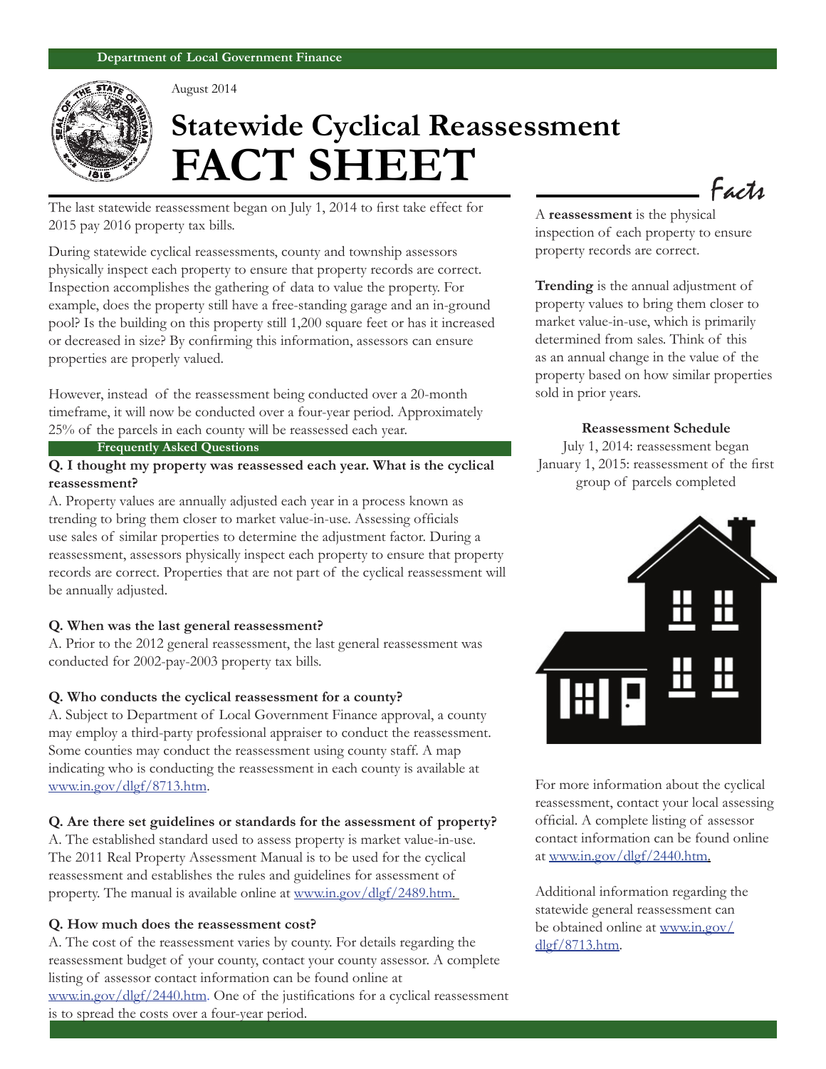Department of Local Government Finance

August 2014

# Statewide Cyclical Reassessment FACT SHEET

The last statewide reassessment began on July 1, 2014 to first take effect for 2015 pay 2016 property tax bills.

During statewide cyclical reassessments, county and township assessors physically inspect each property to ensure that property records are correct. Inspection accomplishes the gathering of data to value the property. For example, does the property still have a free-standing garage and an in-ground pool? Is the building on this property still 1,200 square feet or has it increased or decreased in size? By confirming this information, assessors can ensure properties are properly valued.

However, instead of the reassessment being conducted over a 20-month timeframe, it will now be conducted over a four-year period. Approximately 25% of the parcels in each county will be reassessed each year.

## Frequently Asked Questions

**Q. I thought my property was reassessed each year. What is the cyclical reassessment?**

A. Property values are annually adjusted each year in a process known as trending to bring them closer to market value-in-use. Assessing officials use sales of similar properties to determine the adjustment factor. During a reassessment, assessors physically inspect each property to ensure that property records are correct. Properties that are not part of the cyclical reassessment will be annually adjusted.

**Q. When was the last general reassessment?**

A. Prior to the 2012 general reassessment, the last general reassessment was conducted for 2002-pay-2003 property tax bills.

**Q. Who conducts the cyclical reassessment for a county?**

A. Subject to Department of Local Government Finance approval, a county may employ a third-party professional appraiser to conduct the reassessment. Some counties may conduct the reassessment using county staff. A map indicating who is conducting the reassessment in each county is available at www.in.gov/dlgf/8713.htm.

**Q. Are there set guidelines or standards for the assessment of property?**

A. The established standard used to assess property is market value-in-use. The 2011 Real Property Assessment Manual is to be used for the cyclical reassessment and establishes the rules and guidelines for assessment of property. The manual is available online at www.in.gov/dlgf/2489.htm.

**Q. How much does the reassessment cost?**

A. The cost of the reassessment varies by county. For details regarding the reassessment budget of your county, contact your county assessor. A complete listing of assessor contact information can be found online at www.in.gov/dlgf/2440.htm. One of the justifications for a cyclical reassessment is to spread the costs over a four-year period.

## Facts

A **reassessment** is the physical inspection of each property to ensure property records are correct.

**Trending** is the annual adjustment of property values to bring them closer to market value-in-use, which is primarily determined from sales. Think of this as an annual change in the value of the property based on how similar properties sold in prior years.

**Reassessment Schedule**

July 1, 2014: reassessment began

January 1, 2015: reassessment of the first group of parcels completed

For more information about the cyclical reassessment, contact your local assessing official. A complete listing of assessor contact information can be found online at www.in.gov/dlgf/2440.htm.

Additional information regarding the statewide general reassessment can be obtained online at www.in.gov/dlgf/8713.htm.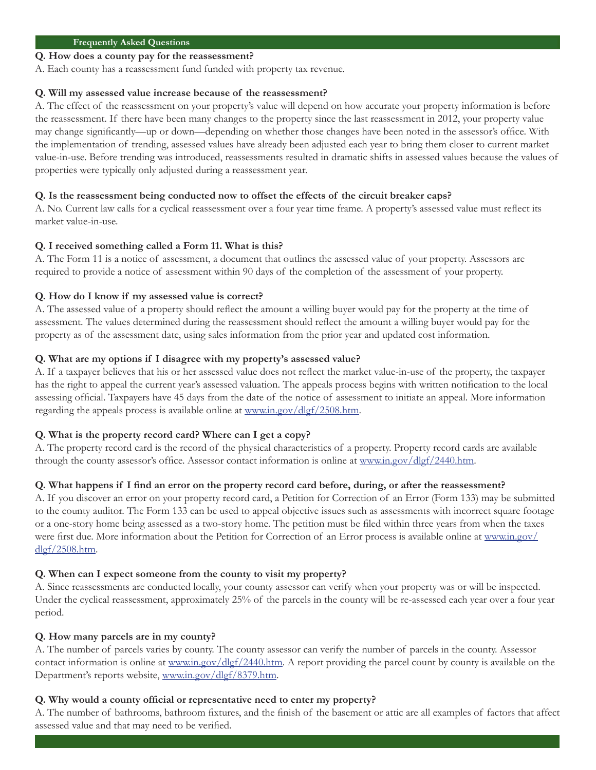## Frequently Asked Questions

**Q. How does a county pay for the reassessment?**

A. Each county has a reassessment fund funded with property tax revenue.

**Q. Will my assessed value increase because of the reassessment?**

A. The effect of the reassessment on your property's value will depend on how accurate your property information is before the reassessment. If there have been many changes to the property since the last reassessment in 2012, your property value may change significantly—up or down—depending on whether those changes have been noted in the assessor's office. With the implementation of trending, assessed values have already been adjusted each year to bring them closer to current market value-in-use. Before trending was introduced, reassessments resulted in dramatic shifts in assessed values because the values of properties were typically only adjusted during a reassessment year.

**Q. Is the reassessment being conducted now to offset the effects of the circuit breaker caps?**

A. No. Current law calls for a cyclical reassessment over a four year time frame. A property's assessed value must reflect its market value-in-use.

**Q. I received something called a Form 11. What is this?**

A. The Form 11 is a notice of assessment, a document that outlines the assessed value of your property. Assessors are required to provide a notice of assessment within 90 days of the completion of the assessment of your property.

**Q. How do I know if my assessed value is correct?**

A. The assessed value of a property should reflect the amount a willing buyer would pay for the property at the time of assessment. The values determined during the reassessment should reflect the amount a willing buyer would pay for the property as of the assessment date, using sales information from the prior year and updated cost information.

**Q. What are my options if I disagree with my property's assessed value?**

A. If a taxpayer believes that his or her assessed value does not reflect the market value-in-use of the property, the taxpayer has the right to appeal the current year's assessed valuation. The appeals process begins with written notification to the local assessing official. Taxpayers have 45 days from the date of the notice of assessment to initiate an appeal. More information regarding the appeals process is available online at www.in.gov/dlgf/2508.htm.

**Q. What is the property record card? Where can I get a copy?**

A. The property record card is the record of the physical characteristics of a property. Property record cards are available through the county assessor's office. Assessor contact information is online at www.in.gov/dlgf/2440.htm.

**Q. What happens if I find an error on the property record card before, during, or after the reassessment?**

A. If you discover an error on your property record card, a Petition for Correction of an Error (Form 133) may be submitted to the county auditor. The Form 133 can be used to appeal objective issues such as assessments with incorrect square footage or a one-story home being assessed as a two-story home. The petition must be filed within three years from when the taxes were first due. More information about the Petition for Correction of an Error process is available online at www.in.gov/dlgf/2508.htm.

**Q. When can I expect someone from the county to visit my property?**

A. Since reassessments are conducted locally, your county assessor can verify when your property was or will be inspected. Under the cyclical reassessment, approximately 25% of the parcels in the county will be re-assessed each year over a four year period.

**Q. How many parcels are in my county?**

A. The number of parcels varies by county. The county assessor can verify the number of parcels in the county. Assessor contact information is online at www.in.gov/dlgf/2440.htm. A report providing the parcel count by county is available on the Department's reports website, www.in.gov/dlgf/8379.htm.

**Q. Why would a county official or representative need to enter my property?**

A. The number of bathrooms, bathroom fixtures, and the finish of the basement or attic are all examples of factors that affect assessed value and that may need to be verified.